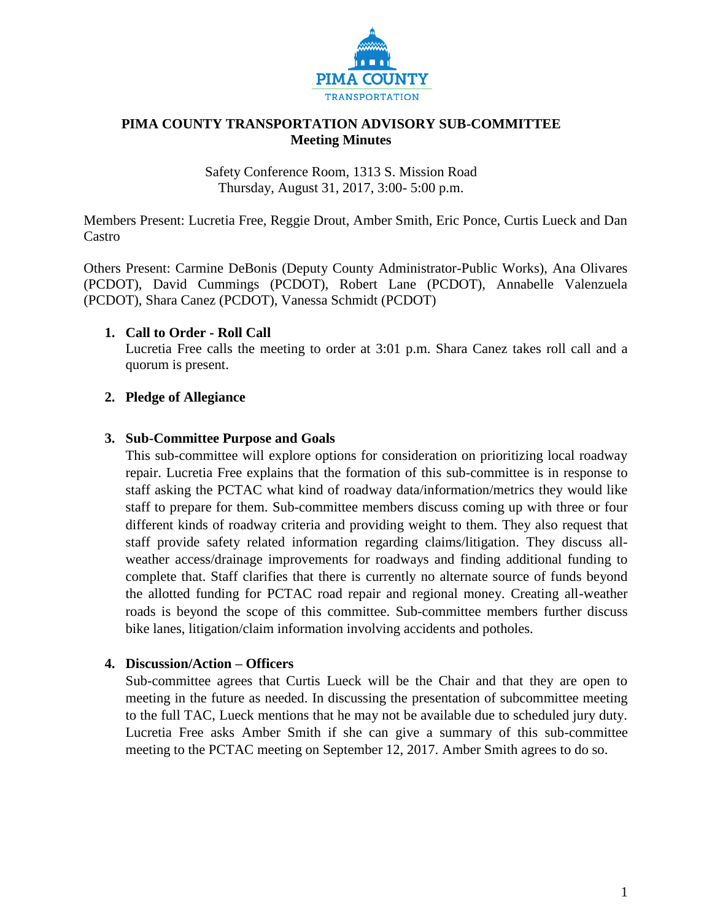PIMA COUNTY
TRANSPORTATION

# PIMA COUNTY TRANSPORTATION ADVISORY SUB-COMMITTEE
## Meeting Minutes

Safety Conference Room, 1313 S. Mission Road
Thursday, August 31, 2017, 3:00- 5:00 p.m.

Members Present: Lucretia Free, Reggie Drout, Amber Smith, Eric Ponce, Curtis Lueck and Dan Castro

Others Present: Carmine DeBonis (Deputy County Administrator-Public Works), Ana Olivares (PCDOT), David Cummings (PCDOT), Robert Lane (PCDOT), Annabelle Valenzuela (PCDOT), Shara Canez (PCDOT), Vanessa Schmidt (PCDOT)

1. **Call to Order - Roll Call**
   Lucretia Free calls the meeting to order at 3:01 p.m. Shara Canez takes roll call and a quorum is present.

2. **Pledge of Allegiance**

3. **Sub-Committee Purpose and Goals**
   This sub-committee will explore options for consideration on prioritizing local roadway repair. Lucretia Free explains that the formation of this sub-committee is in response to staff asking the PCTAC what kind of roadway data/information/metrics they would like staff to prepare for them. Sub-committee members discuss coming up with three or four different kinds of roadway criteria and providing weight to them. They also request that staff provide safety related information regarding claims/litigation. They discuss all-weather access/drainage improvements for roadways and finding additional funding to complete that. Staff clarifies that there is currently no alternate source of funds beyond the allotted funding for PCTAC road repair and regional money. Creating all-weather roads is beyond the scope of this committee. Sub-committee members further discuss bike lanes, litigation/claim information involving accidents and potholes.

4. **Discussion/Action – Officers**
   Sub-committee agrees that Curtis Lueck will be the Chair and that they are open to meeting in the future as needed. In discussing the presentation of subcommittee meeting to the full TAC, Lueck mentions that he may not be available due to scheduled jury duty. Lucretia Free asks Amber Smith if she can give a summary of this sub-committee meeting to the PCTAC meeting on September 12, 2017. Amber Smith agrees to do so.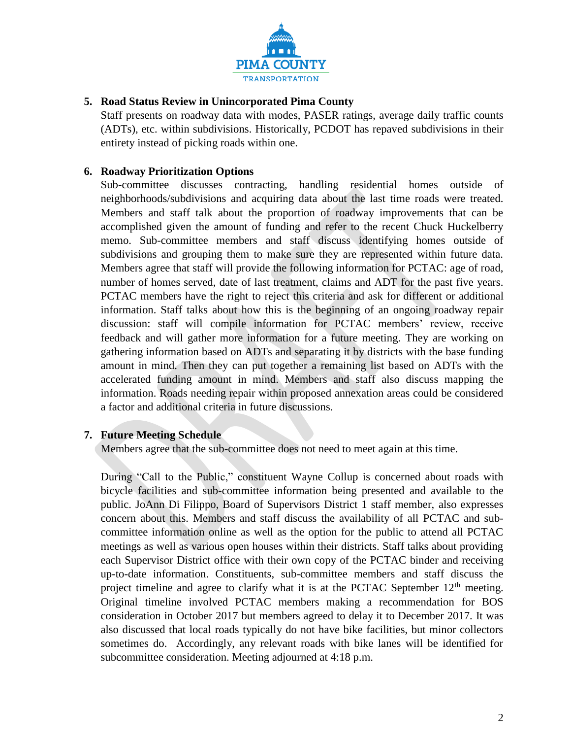**5. Road Status Review in Unincorporated Pima County**

Staff presents on roadway data with modes, PASER ratings, average daily traffic counts (ADTs), etc. within subdivisions. Historically, PCDOT has repaved subdivisions in their entirety instead of picking roads within one.

**6. Roadway Prioritization Options**

Sub-committee discusses contracting, handling residential homes outside of neighborhoods/subdivisions and acquiring data about the last time roads were treated. Members and staff talk about the proportion of roadway improvements that can be accomplished given the amount of funding and refer to the recent Chuck Huckelberry memo. Sub-committee members and staff discuss identifying homes outside of subdivisions and grouping them to make sure they are represented within future data. Members agree that staff will provide the following information for PCTAC: age of road, number of homes served, date of last treatment, claims and ADT for the past five years. PCTAC members have the right to reject this criteria and ask for different or additional information. Staff talks about how this is the beginning of an ongoing roadway repair discussion: staff will compile information for PCTAC members' review, receive feedback and will gather more information for a future meeting. They are working on gathering information based on ADTs and separating it by districts with the base funding amount in mind. Then they can put together a remaining list based on ADTs with the accelerated funding amount in mind. Members and staff also discuss mapping the information. Roads needing repair within proposed annexation areas could be considered a factor and additional criteria in future discussions.

**7. Future Meeting Schedule**

Members agree that the sub-committee does not need to meet again at this time.

During "Call to the Public," constituent Wayne Collup is concerned about roads with bicycle facilities and sub-committee information being presented and available to the public. JoAnn Di Filippo, Board of Supervisors District 1 staff member, also expresses concern about this. Members and staff discuss the availability of all PCTAC and sub-committee information online as well as the option for the public to attend all PCTAC meetings as well as various open houses within their districts. Staff talks about providing each Supervisor District office with their own copy of the PCTAC binder and receiving up-to-date information. Constituents, sub-committee members and staff discuss the project timeline and agree to clarify what it is at the PCTAC September 12th meeting. Original timeline involved PCTAC members making a recommendation for BOS consideration in October 2017 but members agreed to delay it to December 2017. It was also discussed that local roads typically do not have bike facilities, but minor collectors sometimes do. Accordingly, any relevant roads with bike lanes will be identified for subcommittee consideration. Meeting adjourned at 4:18 p.m.